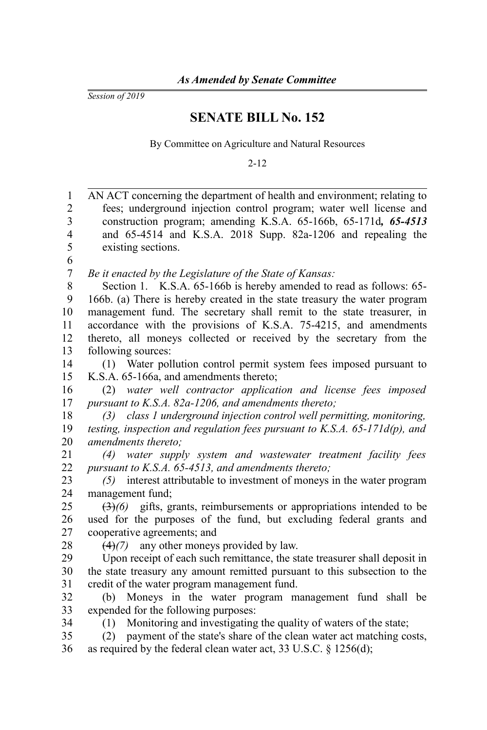*As Amended by Senate Committee*

*Session of 2019*

# SENATE BILL No. 152

By Committee on Agriculture and Natural Resources

2-12

AN ACT concerning the department of health and environment; relating to fees; underground injection control program; water well license and construction program; amending K.S.A. 65-166b, 65-171d***, 65-4513*** and 65-4514 and K.S.A. 2018 Supp. 82a-1206 and repealing the existing sections.

*Be it enacted by the Legislature of the State of Kansas:*

Section 1. K.S.A. 65-166b is hereby amended to read as follows: 65-166b. (a) There is hereby created in the state treasury the water program management fund. The secretary shall remit to the state treasurer, in accordance with the provisions of K.S.A. 75-4215, and amendments thereto, all moneys collected or received by the secretary from the following sources:

(1) Water pollution control permit system fees imposed pursuant to K.S.A. 65-166a, and amendments thereto;

(2) *water well contractor application and license fees imposed pursuant to K.S.A. 82a-1206, and amendments thereto;*

*(3) class 1 underground injection control well permitting, monitoring, testing, inspection and regulation fees pursuant to K.S.A. 65-171d(p), and amendments thereto;*

*(4) water supply system and wastewater treatment facility fees pursuant to K.S.A. 65-4513, and amendments thereto;*

*(5)* interest attributable to investment of moneys in the water program management fund;

~~(3)~~*(6)* gifts, grants, reimbursements or appropriations intended to be used for the purposes of the fund, but excluding federal grants and cooperative agreements; and

~~(4)~~*(7)* any other moneys provided by law.

Upon receipt of each such remittance, the state treasurer shall deposit in the state treasury any amount remitted pursuant to this subsection to the credit of the water program management fund.

(b) Moneys in the water program management fund shall be expended for the following purposes:

(1) Monitoring and investigating the quality of waters of the state;

(2) payment of the state's share of the clean water act matching costs, as required by the federal clean water act, 33 U.S.C. § 1256(d);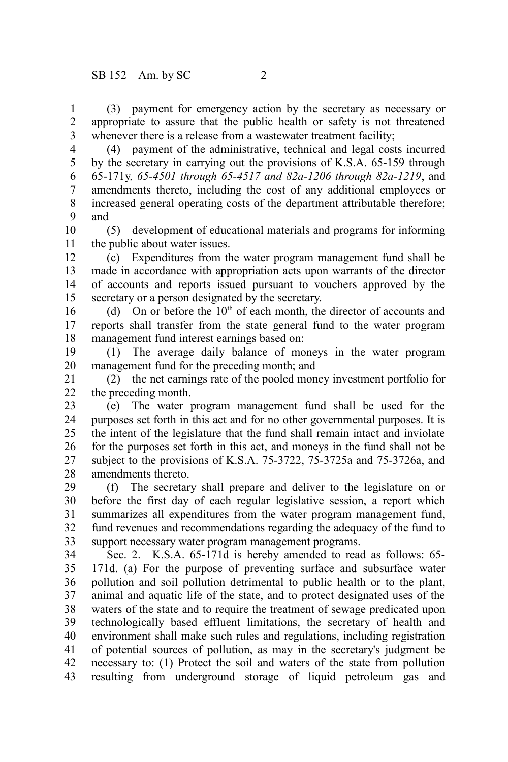(3) payment for emergency action by the secretary as necessary or appropriate to assure that the public health or safety is not threatened whenever there is a release from a wastewater treatment facility;

(4) payment of the administrative, technical and legal costs incurred by the secretary in carrying out the provisions of K.S.A. 65-159 through 65-171y*, 65-4501 through 65-4517 and 82a-1206 through 82a-1219*, and amendments thereto, including the cost of any additional employees or increased general operating costs of the department attributable therefore; and

(5) development of educational materials and programs for informing the public about water issues.

(c) Expenditures from the water program management fund shall be made in accordance with appropriation acts upon warrants of the director of accounts and reports issued pursuant to vouchers approved by the secretary or a person designated by the secretary.

(d) On or before the 10th of each month, the director of accounts and reports shall transfer from the state general fund to the water program management fund interest earnings based on:

(1) The average daily balance of moneys in the water program management fund for the preceding month; and

(2) the net earnings rate of the pooled money investment portfolio for the preceding month.

(e) The water program management fund shall be used for the purposes set forth in this act and for no other governmental purposes. It is the intent of the legislature that the fund shall remain intact and inviolate for the purposes set forth in this act, and moneys in the fund shall not be subject to the provisions of K.S.A. 75-3722, 75-3725a and 75-3726a, and amendments thereto.

(f) The secretary shall prepare and deliver to the legislature on or before the first day of each regular legislative session, a report which summarizes all expenditures from the water program management fund, fund revenues and recommendations regarding the adequacy of the fund to support necessary water program management programs.

Sec. 2. K.S.A. 65-171d is hereby amended to read as follows: 65-171d. (a) For the purpose of preventing surface and subsurface water pollution and soil pollution detrimental to public health or to the plant, animal and aquatic life of the state, and to protect designated uses of the waters of the state and to require the treatment of sewage predicated upon technologically based effluent limitations, the secretary of health and environment shall make such rules and regulations, including registration of potential sources of pollution, as may in the secretary's judgment be necessary to: (1) Protect the soil and waters of the state from pollution resulting from underground storage of liquid petroleum gas and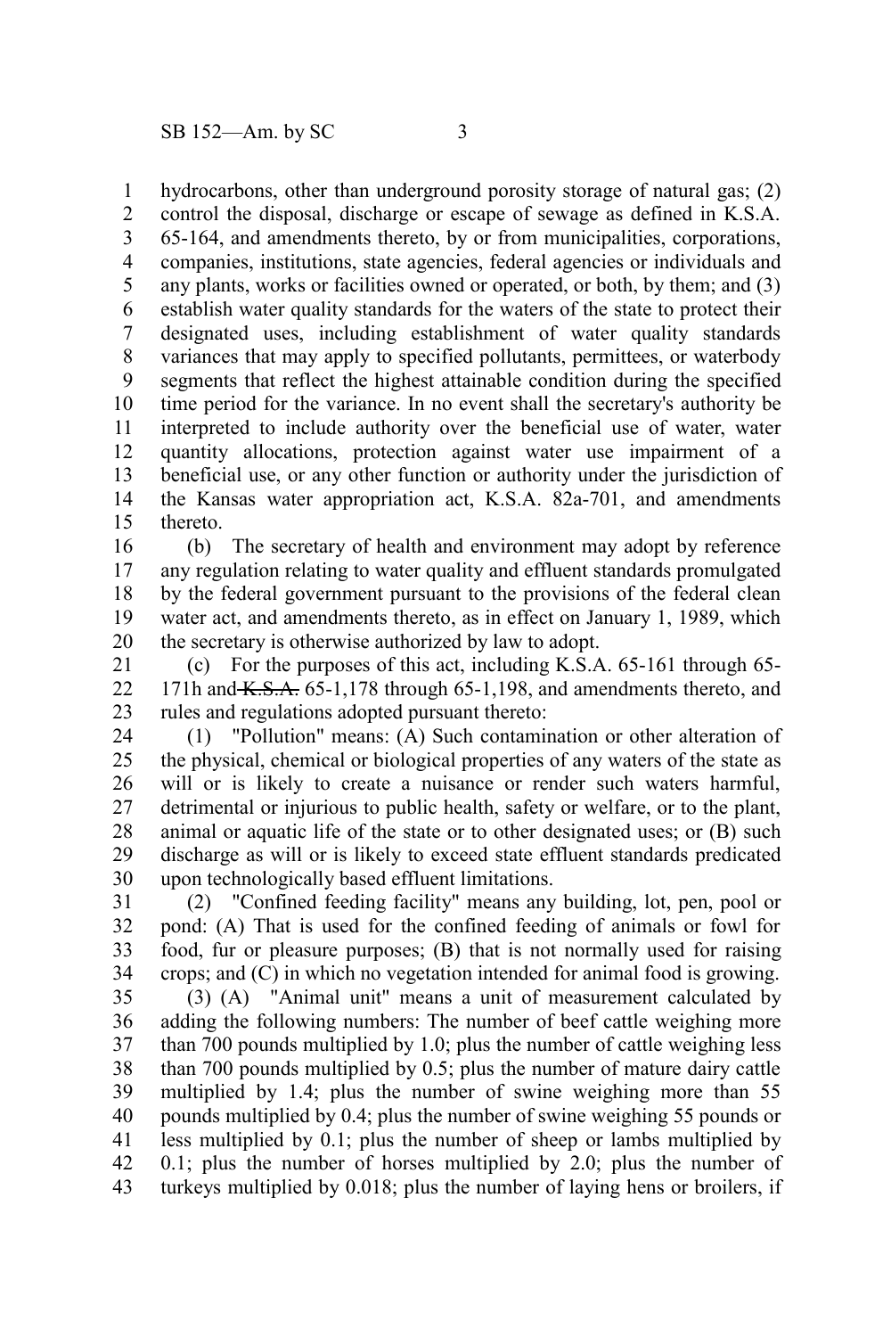hydrocarbons, other than underground porosity storage of natural gas; (2) control the disposal, discharge or escape of sewage as defined in K.S.A. 65-164, and amendments thereto, by or from municipalities, corporations, companies, institutions, state agencies, federal agencies or individuals and any plants, works or facilities owned or operated, or both, by them; and (3) establish water quality standards for the waters of the state to protect their designated uses, including establishment of water quality standards variances that may apply to specified pollutants, permittees, or waterbody segments that reflect the highest attainable condition during the specified time period for the variance. In no event shall the secretary's authority be interpreted to include authority over the beneficial use of water, water quantity allocations, protection against water use impairment of a beneficial use, or any other function or authority under the jurisdiction of the Kansas water appropriation act, K.S.A. 82a-701, and amendments thereto.

(b) The secretary of health and environment may adopt by reference any regulation relating to water quality and effluent standards promulgated by the federal government pursuant to the provisions of the federal clean water act, and amendments thereto, as in effect on January 1, 1989, which the secretary is otherwise authorized by law to adopt.

(c) For the purposes of this act, including K.S.A. 65-161 through 65-171h and ~~K.S.A.~~ 65-1,178 through 65-1,198, and amendments thereto, and rules and regulations adopted pursuant thereto:

(1) "Pollution" means: (A) Such contamination or other alteration of the physical, chemical or biological properties of any waters of the state as will or is likely to create a nuisance or render such waters harmful, detrimental or injurious to public health, safety or welfare, or to the plant, animal or aquatic life of the state or to other designated uses; or (B) such discharge as will or is likely to exceed state effluent standards predicated upon technologically based effluent limitations.

(2) "Confined feeding facility" means any building, lot, pen, pool or pond: (A) That is used for the confined feeding of animals or fowl for food, fur or pleasure purposes; (B) that is not normally used for raising crops; and (C) in which no vegetation intended for animal food is growing.

(3) (A) "Animal unit" means a unit of measurement calculated by adding the following numbers: The number of beef cattle weighing more than 700 pounds multiplied by 1.0; plus the number of cattle weighing less than 700 pounds multiplied by 0.5; plus the number of mature dairy cattle multiplied by 1.4; plus the number of swine weighing more than 55 pounds multiplied by 0.4; plus the number of swine weighing 55 pounds or less multiplied by 0.1; plus the number of sheep or lambs multiplied by 0.1; plus the number of horses multiplied by 2.0; plus the number of turkeys multiplied by 0.018; plus the number of laying hens or broilers, if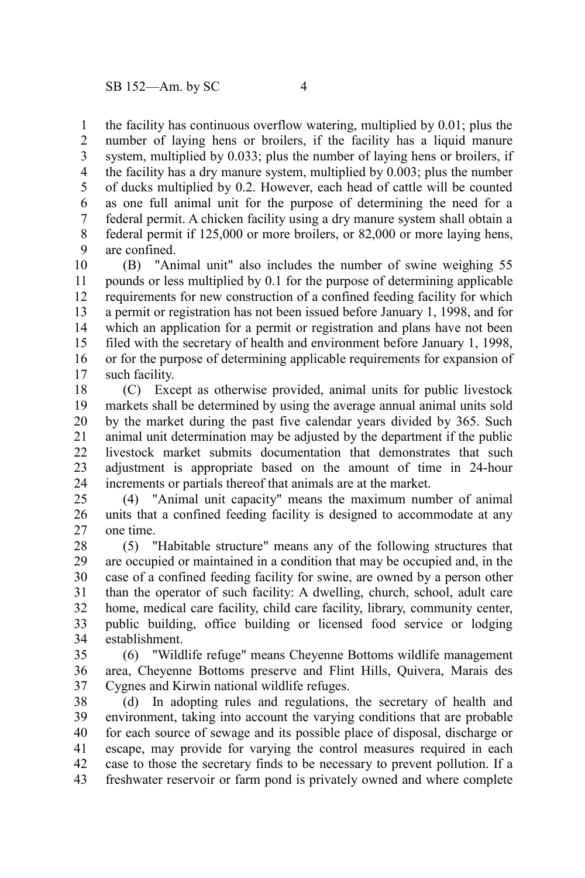the facility has continuous overflow watering, multiplied by 0.01; plus the number of laying hens or broilers, if the facility has a liquid manure system, multiplied by 0.033; plus the number of laying hens or broilers, if the facility has a dry manure system, multiplied by 0.003; plus the number of ducks multiplied by 0.2. However, each head of cattle will be counted as one full animal unit for the purpose of determining the need for a federal permit. A chicken facility using a dry manure system shall obtain a federal permit if 125,000 or more broilers, or 82,000 or more laying hens, are confined.

(B) "Animal unit" also includes the number of swine weighing 55 pounds or less multiplied by 0.1 for the purpose of determining applicable requirements for new construction of a confined feeding facility for which a permit or registration has not been issued before January 1, 1998, and for which an application for a permit or registration and plans have not been filed with the secretary of health and environment before January 1, 1998, or for the purpose of determining applicable requirements for expansion of such facility.

(C) Except as otherwise provided, animal units for public livestock markets shall be determined by using the average annual animal units sold by the market during the past five calendar years divided by 365. Such animal unit determination may be adjusted by the department if the public livestock market submits documentation that demonstrates that such adjustment is appropriate based on the amount of time in 24-hour increments or partials thereof that animals are at the market.

(4) "Animal unit capacity" means the maximum number of animal units that a confined feeding facility is designed to accommodate at any one time.

(5) "Habitable structure" means any of the following structures that are occupied or maintained in a condition that may be occupied and, in the case of a confined feeding facility for swine, are owned by a person other than the operator of such facility: A dwelling, church, school, adult care home, medical care facility, child care facility, library, community center, public building, office building or licensed food service or lodging establishment.

(6) "Wildlife refuge" means Cheyenne Bottoms wildlife management area, Cheyenne Bottoms preserve and Flint Hills, Quivera, Marais des Cygnes and Kirwin national wildlife refuges.

(d) In adopting rules and regulations, the secretary of health and environment, taking into account the varying conditions that are probable for each source of sewage and its possible place of disposal, discharge or escape, may provide for varying the control measures required in each case to those the secretary finds to be necessary to prevent pollution. If a freshwater reservoir or farm pond is privately owned and where complete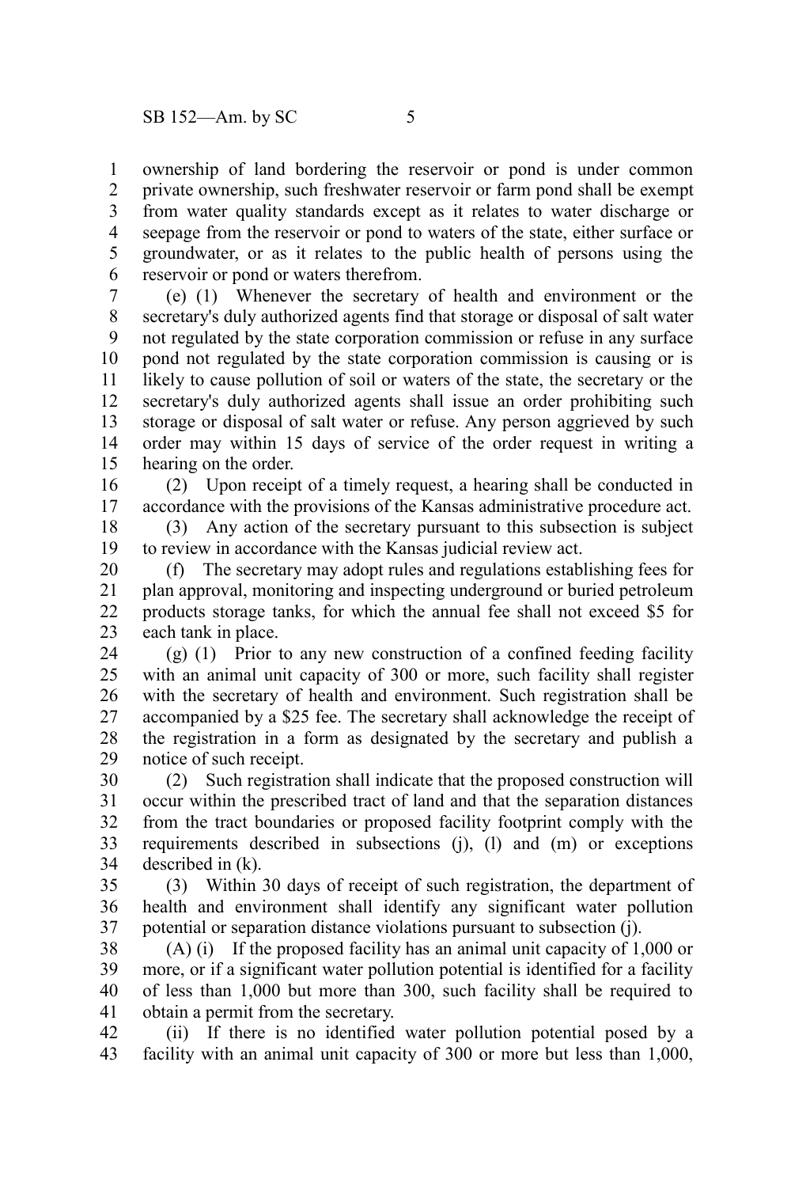ownership of land bordering the reservoir or pond is under common private ownership, such freshwater reservoir or farm pond shall be exempt from water quality standards except as it relates to water discharge or seepage from the reservoir or pond to waters of the state, either surface or groundwater, or as it relates to the public health of persons using the reservoir or pond or waters therefrom.

(e) (1) Whenever the secretary of health and environment or the secretary's duly authorized agents find that storage or disposal of salt water not regulated by the state corporation commission or refuse in any surface pond not regulated by the state corporation commission is causing or is likely to cause pollution of soil or waters of the state, the secretary or the secretary's duly authorized agents shall issue an order prohibiting such storage or disposal of salt water or refuse. Any person aggrieved by such order may within 15 days of service of the order request in writing a hearing on the order.

(2) Upon receipt of a timely request, a hearing shall be conducted in accordance with the provisions of the Kansas administrative procedure act.

(3) Any action of the secretary pursuant to this subsection is subject to review in accordance with the Kansas judicial review act.

(f) The secretary may adopt rules and regulations establishing fees for plan approval, monitoring and inspecting underground or buried petroleum products storage tanks, for which the annual fee shall not exceed $5 for each tank in place.

(g) (1) Prior to any new construction of a confined feeding facility with an animal unit capacity of 300 or more, such facility shall register with the secretary of health and environment. Such registration shall be accompanied by a $25 fee. The secretary shall acknowledge the receipt of the registration in a form as designated by the secretary and publish a notice of such receipt.

(2) Such registration shall indicate that the proposed construction will occur within the prescribed tract of land and that the separation distances from the tract boundaries or proposed facility footprint comply with the requirements described in subsections (j), (l) and (m) or exceptions described in (k).

(3) Within 30 days of receipt of such registration, the department of health and environment shall identify any significant water pollution potential or separation distance violations pursuant to subsection (j).

(A) (i) If the proposed facility has an animal unit capacity of 1,000 or more, or if a significant water pollution potential is identified for a facility of less than 1,000 but more than 300, such facility shall be required to obtain a permit from the secretary.

(ii) If there is no identified water pollution potential posed by a facility with an animal unit capacity of 300 or more but less than 1,000,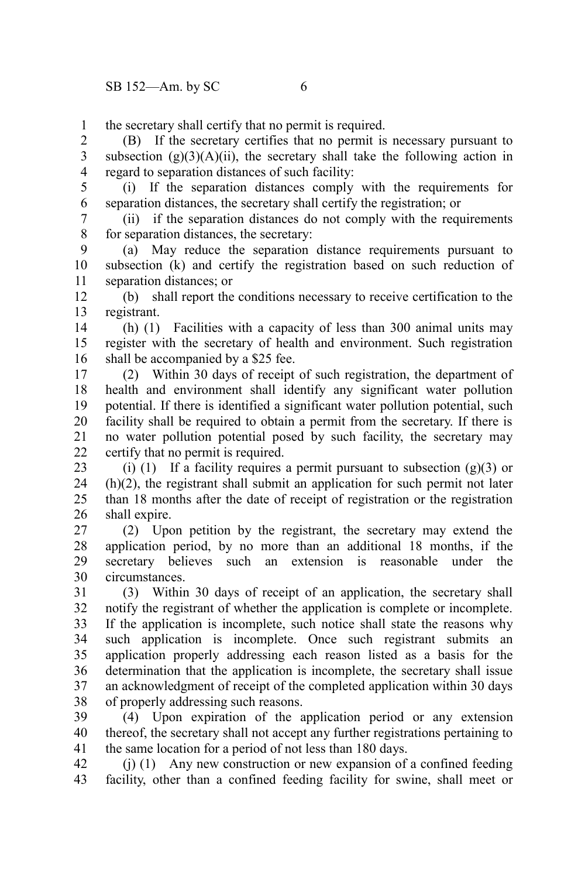the secretary shall certify that no permit is required.

(B) If the secretary certifies that no permit is necessary pursuant to subsection (g)(3)(A)(ii), the secretary shall take the following action in regard to separation distances of such facility:

(i) If the separation distances comply with the requirements for separation distances, the secretary shall certify the registration; or

(ii) if the separation distances do not comply with the requirements for separation distances, the secretary:

(a) May reduce the separation distance requirements pursuant to subsection (k) and certify the registration based on such reduction of separation distances; or

(b) shall report the conditions necessary to receive certification to the registrant.

(h) (1) Facilities with a capacity of less than 300 animal units may register with the secretary of health and environment. Such registration shall be accompanied by a $25 fee.

(2) Within 30 days of receipt of such registration, the department of health and environment shall identify any significant water pollution potential. If there is identified a significant water pollution potential, such facility shall be required to obtain a permit from the secretary. If there is no water pollution potential posed by such facility, the secretary may certify that no permit is required.

(i) (1) If a facility requires a permit pursuant to subsection (g)(3) or (h)(2), the registrant shall submit an application for such permit not later than 18 months after the date of receipt of registration or the registration shall expire.

(2) Upon petition by the registrant, the secretary may extend the application period, by no more than an additional 18 months, if the secretary believes such an extension is reasonable under the circumstances.

(3) Within 30 days of receipt of an application, the secretary shall notify the registrant of whether the application is complete or incomplete. If the application is incomplete, such notice shall state the reasons why such application is incomplete. Once such registrant submits an application properly addressing each reason listed as a basis for the determination that the application is incomplete, the secretary shall issue an acknowledgment of receipt of the completed application within 30 days of properly addressing such reasons.

(4) Upon expiration of the application period or any extension thereof, the secretary shall not accept any further registrations pertaining to the same location for a period of not less than 180 days.

(j) (1) Any new construction or new expansion of a confined feeding facility, other than a confined feeding facility for swine, shall meet or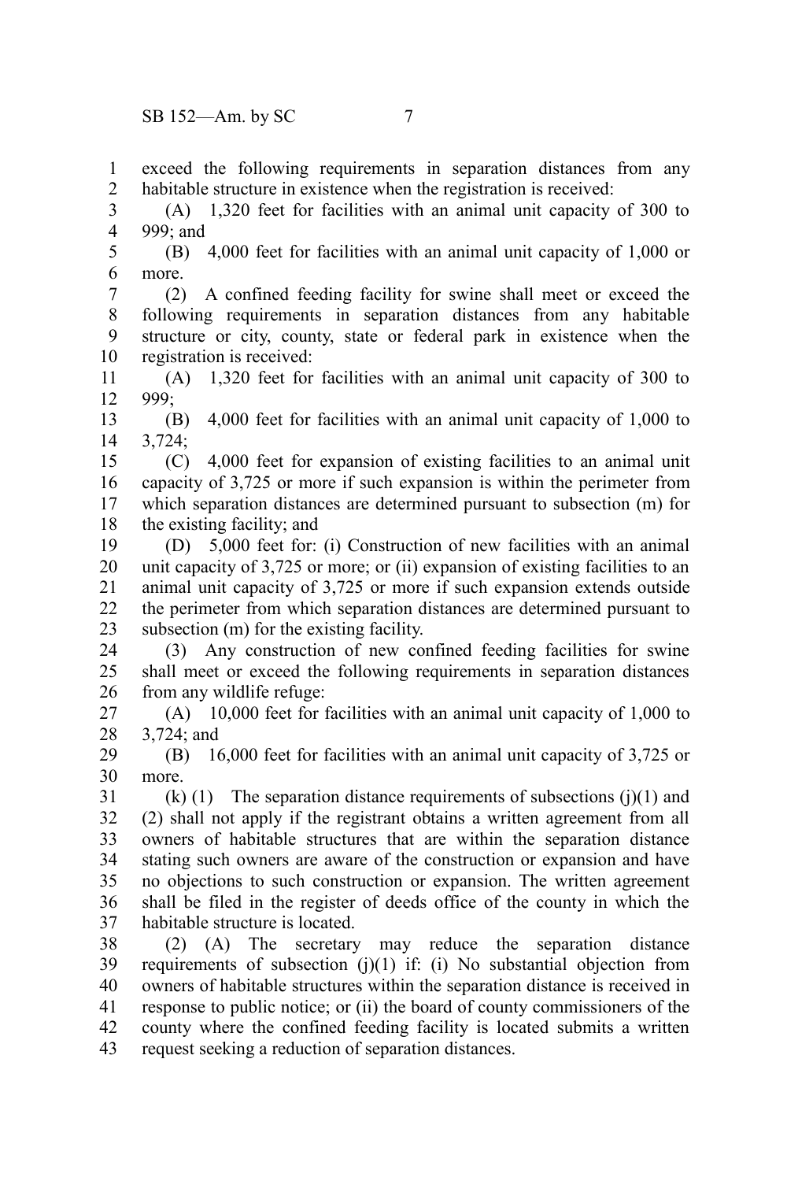exceed the following requirements in separation distances from any habitable structure in existence when the registration is received:

(A) 1,320 feet for facilities with an animal unit capacity of 300 to 999; and

(B) 4,000 feet for facilities with an animal unit capacity of 1,000 or more.

(2) A confined feeding facility for swine shall meet or exceed the following requirements in separation distances from any habitable structure or city, county, state or federal park in existence when the registration is received:

(A) 1,320 feet for facilities with an animal unit capacity of 300 to 999;

(B) 4,000 feet for facilities with an animal unit capacity of 1,000 to 3,724;

(C) 4,000 feet for expansion of existing facilities to an animal unit capacity of 3,725 or more if such expansion is within the perimeter from which separation distances are determined pursuant to subsection (m) for the existing facility; and

(D) 5,000 feet for: (i) Construction of new facilities with an animal unit capacity of 3,725 or more; or (ii) expansion of existing facilities to an animal unit capacity of 3,725 or more if such expansion extends outside the perimeter from which separation distances are determined pursuant to subsection (m) for the existing facility.

(3) Any construction of new confined feeding facilities for swine shall meet or exceed the following requirements in separation distances from any wildlife refuge:

(A) 10,000 feet for facilities with an animal unit capacity of 1,000 to 3,724; and

(B) 16,000 feet for facilities with an animal unit capacity of 3,725 or more.

(k) (1) The separation distance requirements of subsections (j)(1) and (2) shall not apply if the registrant obtains a written agreement from all owners of habitable structures that are within the separation distance stating such owners are aware of the construction or expansion and have no objections to such construction or expansion. The written agreement shall be filed in the register of deeds office of the county in which the habitable structure is located.

(2) (A) The secretary may reduce the separation distance requirements of subsection (j)(1) if: (i) No substantial objection from owners of habitable structures within the separation distance is received in response to public notice; or (ii) the board of county commissioners of the county where the confined feeding facility is located submits a written request seeking a reduction of separation distances.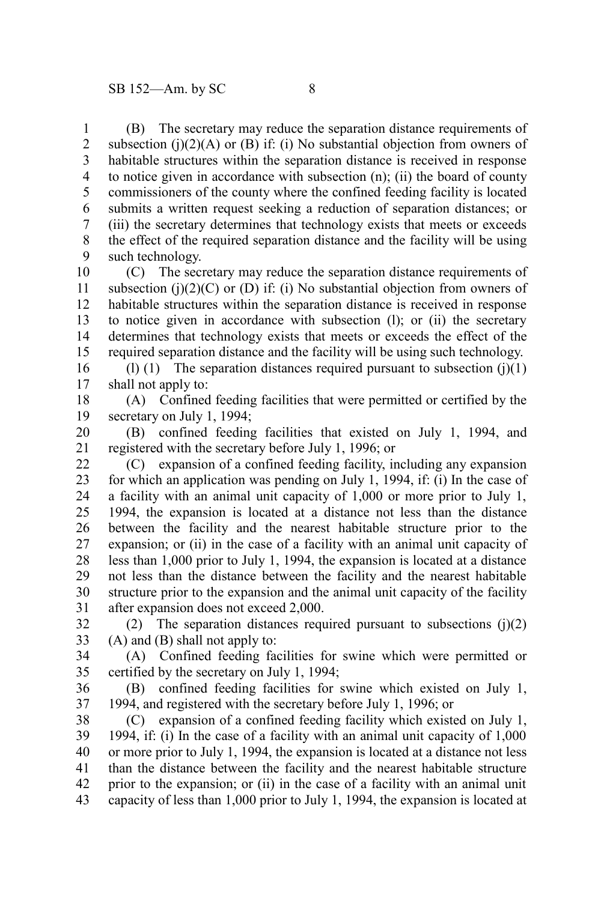(B) The secretary may reduce the separation distance requirements of subsection (j)(2)(A) or (B) if: (i) No substantial objection from owners of habitable structures within the separation distance is received in response to notice given in accordance with subsection (n); (ii) the board of county commissioners of the county where the confined feeding facility is located submits a written request seeking a reduction of separation distances; or (iii) the secretary determines that technology exists that meets or exceeds the effect of the required separation distance and the facility will be using such technology.

(C) The secretary may reduce the separation distance requirements of subsection (j)(2)(C) or (D) if: (i) No substantial objection from owners of habitable structures within the separation distance is received in response to notice given in accordance with subsection (l); or (ii) the secretary determines that technology exists that meets or exceeds the effect of the required separation distance and the facility will be using such technology.

(l) (1) The separation distances required pursuant to subsection (j)(1) shall not apply to:

(A) Confined feeding facilities that were permitted or certified by the secretary on July 1, 1994;

(B) confined feeding facilities that existed on July 1, 1994, and registered with the secretary before July 1, 1996; or

(C) expansion of a confined feeding facility, including any expansion for which an application was pending on July 1, 1994, if: (i) In the case of a facility with an animal unit capacity of 1,000 or more prior to July 1, 1994, the expansion is located at a distance not less than the distance between the facility and the nearest habitable structure prior to the expansion; or (ii) in the case of a facility with an animal unit capacity of less than 1,000 prior to July 1, 1994, the expansion is located at a distance not less than the distance between the facility and the nearest habitable structure prior to the expansion and the animal unit capacity of the facility after expansion does not exceed 2,000.

(2) The separation distances required pursuant to subsections (j)(2) (A) and (B) shall not apply to:

(A) Confined feeding facilities for swine which were permitted or certified by the secretary on July 1, 1994;

(B) confined feeding facilities for swine which existed on July 1, 1994, and registered with the secretary before July 1, 1996; or

(C) expansion of a confined feeding facility which existed on July 1, 1994, if: (i) In the case of a facility with an animal unit capacity of 1,000 or more prior to July 1, 1994, the expansion is located at a distance not less than the distance between the facility and the nearest habitable structure prior to the expansion; or (ii) in the case of a facility with an animal unit capacity of less than 1,000 prior to July 1, 1994, the expansion is located at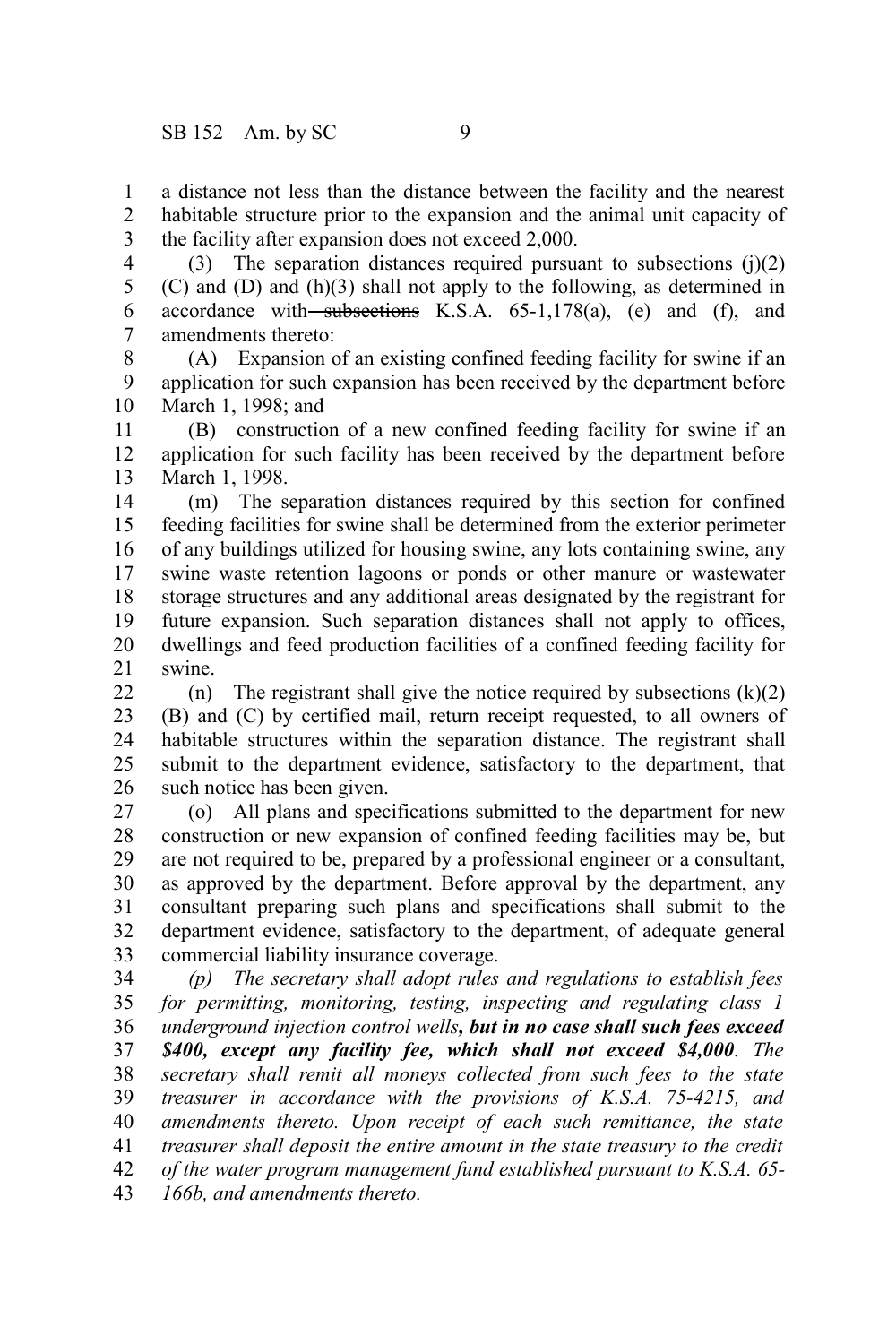a distance not less than the distance between the facility and the nearest habitable structure prior to the expansion and the animal unit capacity of the facility after expansion does not exceed 2,000.

(3) The separation distances required pursuant to subsections (j)(2)(C) and (D) and (h)(3) shall not apply to the following, as determined in accordance with ~~subsections~~ K.S.A. 65-1,178(a), (e) and (f), and amendments thereto:

(A) Expansion of an existing confined feeding facility for swine if an application for such expansion has been received by the department before March 1, 1998; and

(B) construction of a new confined feeding facility for swine if an application for such facility has been received by the department before March 1, 1998.

(m) The separation distances required by this section for confined feeding facilities for swine shall be determined from the exterior perimeter of any buildings utilized for housing swine, any lots containing swine, any swine waste retention lagoons or ponds or other manure or wastewater storage structures and any additional areas designated by the registrant for future expansion. Such separation distances shall not apply to offices, dwellings and feed production facilities of a confined feeding facility for swine.

(n) The registrant shall give the notice required by subsections (k)(2)(B) and (C) by certified mail, return receipt requested, to all owners of habitable structures within the separation distance. The registrant shall submit to the department evidence, satisfactory to the department, that such notice has been given.

(o) All plans and specifications submitted to the department for new construction or new expansion of confined feeding facilities may be, but are not required to be, prepared by a professional engineer or a consultant, as approved by the department. Before approval by the department, any consultant preparing such plans and specifications shall submit to the department evidence, satisfactory to the department, of adequate general commercial liability insurance coverage.

*(p) The secretary shall adopt rules and regulations to establish fees for permitting, monitoring, testing, inspecting and regulating class 1 underground injection control wells**, but in no case shall such fees exceed $400, except any facility fee, which shall not exceed $4,000**. The secretary shall remit all moneys collected from such fees to the state treasurer in accordance with the provisions of K.S.A. 75-4215, and amendments thereto. Upon receipt of each such remittance, the state treasurer shall deposit the entire amount in the state treasury to the credit of the water program management fund established pursuant to K.S.A. 65-166b, and amendments thereto.*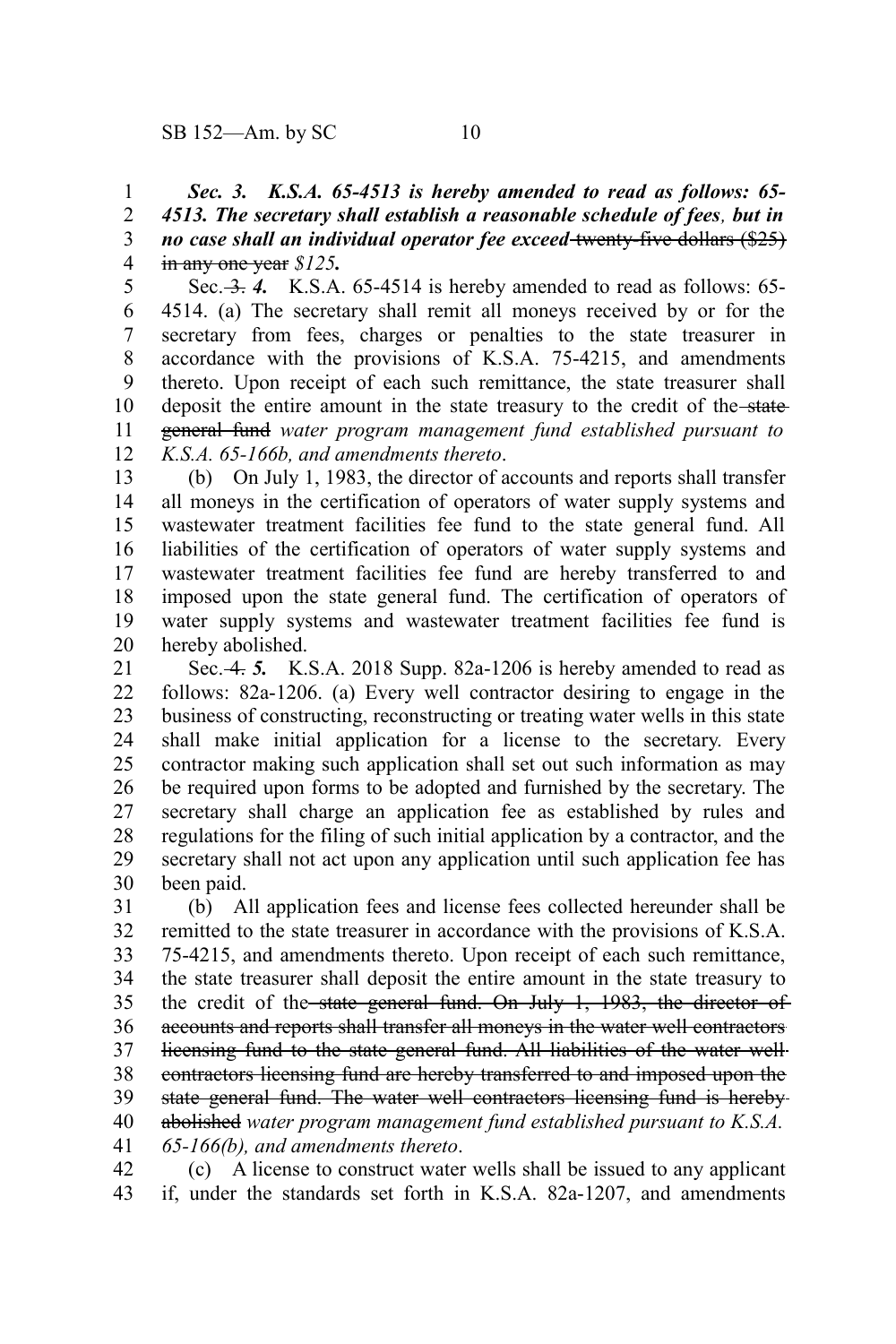***Sec. 3. K.S.A. 65-4513 is hereby amended to read as follows: 65-4513. The secretary shall establish a reasonable schedule of fees, but in no case shall an individual operator fee exceed*** ~~twenty-five dollars ($25) in any one year~~ ***$125.***

Sec. ~~3.~~ ***4.*** K.S.A. 65-4514 is hereby amended to read as follows: 65-4514. (a) The secretary shall remit all moneys received by or for the secretary from fees, charges or penalties to the state treasurer in accordance with the provisions of K.S.A. 75-4215, and amendments thereto. Upon receipt of each such remittance, the state treasurer shall deposit the entire amount in the state treasury to the credit of the ~~state general fund~~ *water program management fund established pursuant to K.S.A. 65-166b, and amendments thereto*.

(b) On July 1, 1983, the director of accounts and reports shall transfer all moneys in the certification of operators of water supply systems and wastewater treatment facilities fee fund to the state general fund. All liabilities of the certification of operators of water supply systems and wastewater treatment facilities fee fund are hereby transferred to and imposed upon the state general fund. The certification of operators of water supply systems and wastewater treatment facilities fee fund is hereby abolished.

Sec. ~~4.~~ ***5.*** K.S.A. 2018 Supp. 82a-1206 is hereby amended to read as follows: 82a-1206. (a) Every well contractor desiring to engage in the business of constructing, reconstructing or treating water wells in this state shall make initial application for a license to the secretary. Every contractor making such application shall set out such information as may be required upon forms to be adopted and furnished by the secretary. The secretary shall charge an application fee as established by rules and regulations for the filing of such initial application by a contractor, and the secretary shall not act upon any application until such application fee has been paid.

(b) All application fees and license fees collected hereunder shall be remitted to the state treasurer in accordance with the provisions of K.S.A. 75-4215, and amendments thereto. Upon receipt of each such remittance, the state treasurer shall deposit the entire amount in the state treasury to the credit of the ~~state general fund. On July 1, 1983, the director of accounts and reports shall transfer all moneys in the water well contractors licensing fund to the state general fund. All liabilities of the water well contractors licensing fund are hereby transferred to and imposed upon the state general fund. The water well contractors licensing fund is hereby abolished~~ *water program management fund established pursuant to K.S.A. 65-166(b), and amendments thereto*.

(c) A license to construct water wells shall be issued to any applicant if, under the standards set forth in K.S.A. 82a-1207, and amendments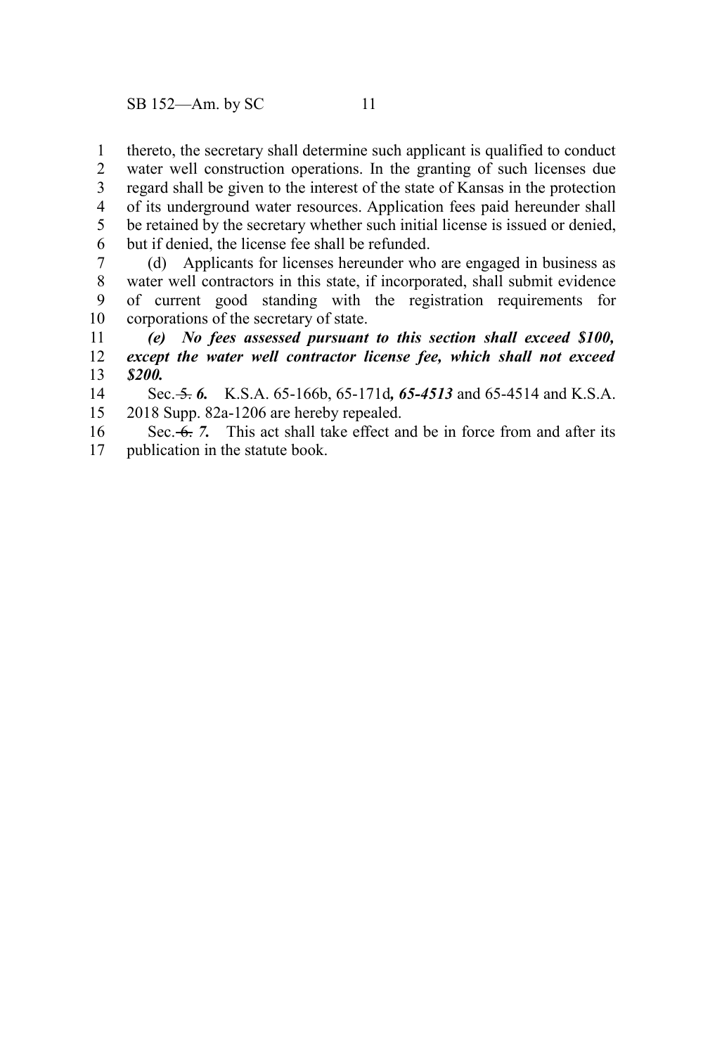thereto, the secretary shall determine such applicant is qualified to conduct water well construction operations. In the granting of such licenses due regard shall be given to the interest of the state of Kansas in the protection of its underground water resources. Application fees paid hereunder shall be retained by the secretary whether such initial license is issued or denied, but if denied, the license fee shall be refunded.

(d) Applicants for licenses hereunder who are engaged in business as water well contractors in this state, if incorporated, shall submit evidence of current good standing with the registration requirements for corporations of the secretary of state.

***(e) No fees assessed pursuant to this section shall exceed $100, except the water well contractor license fee, which shall not exceed $200.***

Sec. ~~5.~~ ***6.*** K.S.A. 65-166b, 65-171d***, 65-4513*** and 65-4514 and K.S.A. 2018 Supp. 82a-1206 are hereby repealed.

Sec. ~~6.~~ ***7.*** This act shall take effect and be in force from and after its publication in the statute book.